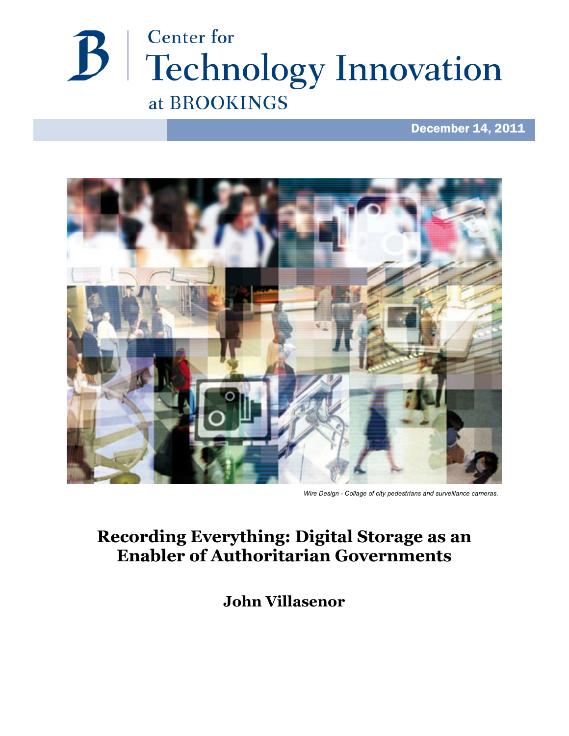Center for
Technology Innovation
at BROOKINGS

December 14, 2011

*Wire Design - Collage of city pedestrians and surveillance cameras.*

# Recording Everything: Digital Storage as an Enabler of Authoritarian Governments

**John Villasenor**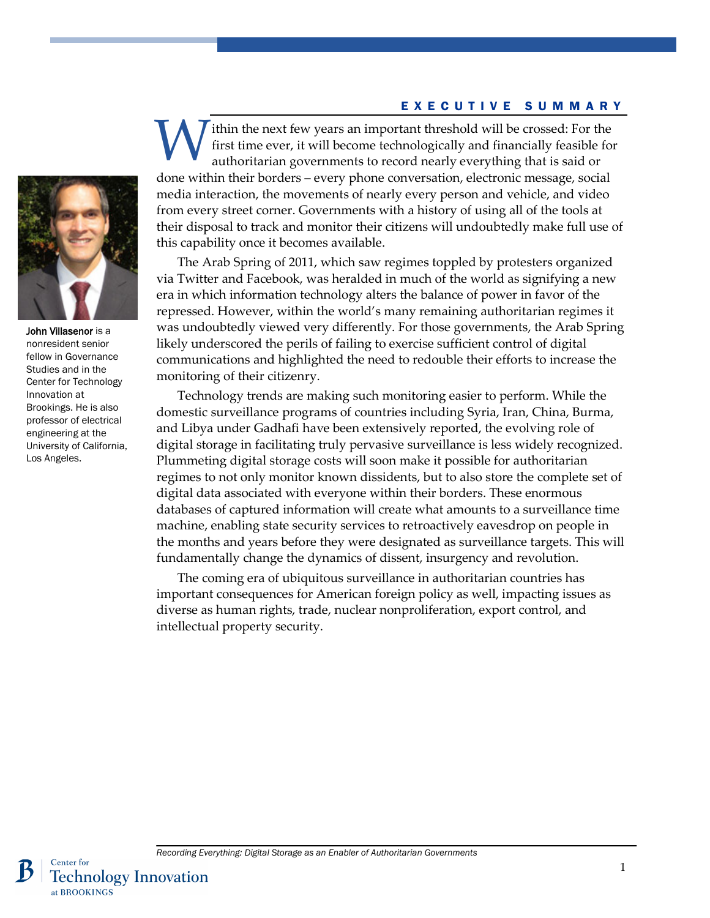## EXECUTIVE SUMMARY

John Villasenor is a nonresident senior fellow in Governance Studies and in the Center for Technology Innovation at Brookings. He is also professor of electrical engineering at the University of California, Los Angeles.

Within the next few years an important threshold will be crossed: For the first time ever, it will become technologically and financially feasible for authoritarian governments to record nearly everything that is said or done within their borders – every phone conversation, electronic message, social media interaction, the movements of nearly every person and vehicle, and video from every street corner. Governments with a history of using all of the tools at their disposal to track and monitor their citizens will undoubtedly make full use of this capability once it becomes available.

The Arab Spring of 2011, which saw regimes toppled by protesters organized via Twitter and Facebook, was heralded in much of the world as signifying a new era in which information technology alters the balance of power in favor of the repressed. However, within the world's many remaining authoritarian regimes it was undoubtedly viewed very differently. For those governments, the Arab Spring likely underscored the perils of failing to exercise sufficient control of digital communications and highlighted the need to redouble their efforts to increase the monitoring of their citizenry.

Technology trends are making such monitoring easier to perform. While the domestic surveillance programs of countries including Syria, Iran, China, Burma, and Libya under Gadhafi have been extensively reported, the evolving role of digital storage in facilitating truly pervasive surveillance is less widely recognized. Plummeting digital storage costs will soon make it possible for authoritarian regimes to not only monitor known dissidents, but to also store the complete set of digital data associated with everyone within their borders. These enormous databases of captured information will create what amounts to a surveillance time machine, enabling state security services to retroactively eavesdrop on people in the months and years before they were designated as surveillance targets. This will fundamentally change the dynamics of dissent, insurgency and revolution.

The coming era of ubiquitous surveillance in authoritarian countries has important consequences for American foreign policy as well, impacting issues as diverse as human rights, trade, nuclear nonproliferation, export control, and intellectual property security.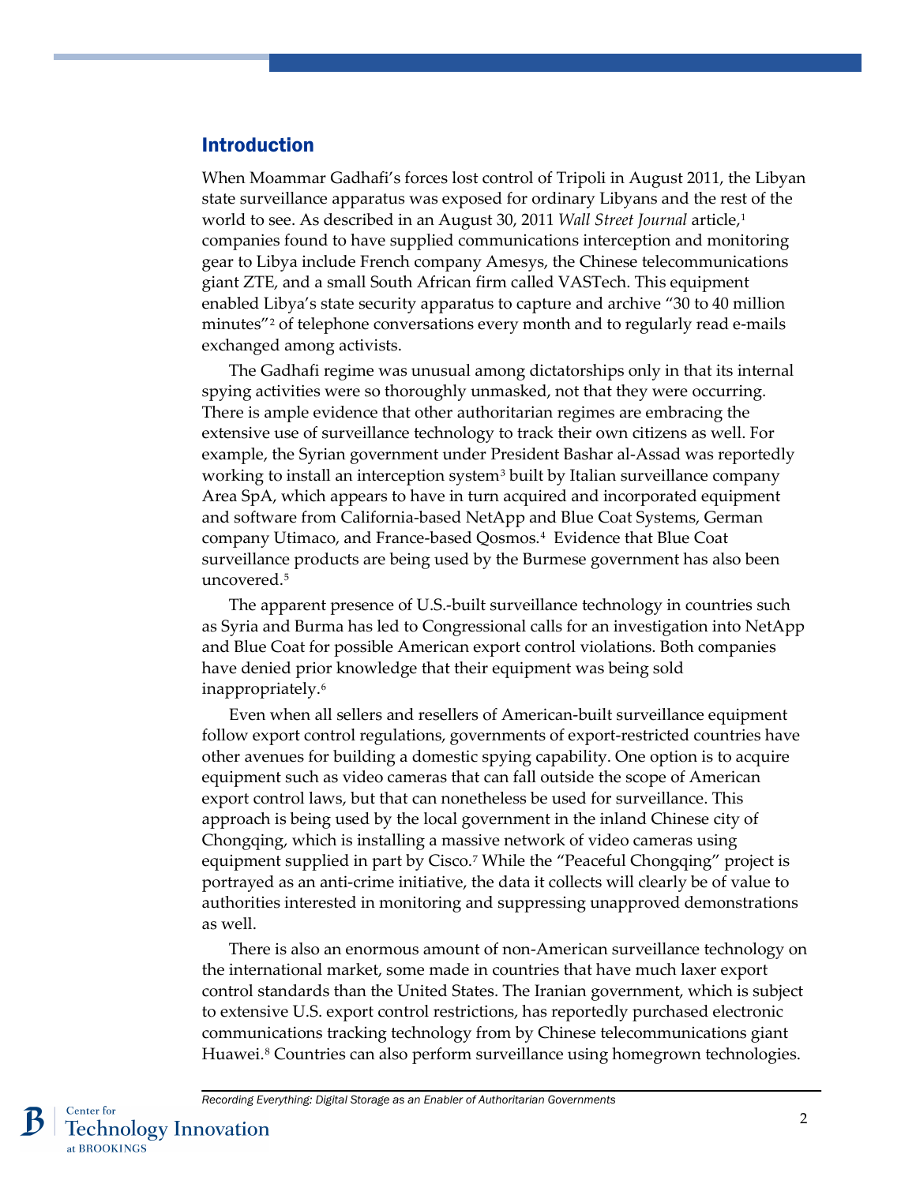## Introduction

When Moammar Gadhafi's forces lost control of Tripoli in August 2011, the Libyan state surveillance apparatus was exposed for ordinary Libyans and the rest of the world to see. As described in an August 30, 2011 *Wall Street Journal* article,[1] companies found to have supplied communications interception and monitoring gear to Libya include French company Amesys, the Chinese telecommunications giant ZTE, and a small South African firm called VASTech. This equipment enabled Libya's state security apparatus to capture and archive "30 to 40 million minutes"[2] of telephone conversations every month and to regularly read e-mails exchanged among activists.

The Gadhafi regime was unusual among dictatorships only in that its internal spying activities were so thoroughly unmasked, not that they were occurring. There is ample evidence that other authoritarian regimes are embracing the extensive use of surveillance technology to track their own citizens as well. For example, the Syrian government under President Bashar al-Assad was reportedly working to install an interception system[3] built by Italian surveillance company Area SpA, which appears to have in turn acquired and incorporated equipment and software from California-based NetApp and Blue Coat Systems, German company Utimaco, and France-based Qosmos.[4] Evidence that Blue Coat surveillance products are being used by the Burmese government has also been uncovered.[5]

The apparent presence of U.S.-built surveillance technology in countries such as Syria and Burma has led to Congressional calls for an investigation into NetApp and Blue Coat for possible American export control violations. Both companies have denied prior knowledge that their equipment was being sold inappropriately.[6]

Even when all sellers and resellers of American-built surveillance equipment follow export control regulations, governments of export-restricted countries have other avenues for building a domestic spying capability. One option is to acquire equipment such as video cameras that can fall outside the scope of American export control laws, but that can nonetheless be used for surveillance. This approach is being used by the local government in the inland Chinese city of Chongqing, which is installing a massive network of video cameras using equipment supplied in part by Cisco.[7] While the "Peaceful Chongqing" project is portrayed as an anti-crime initiative, the data it collects will clearly be of value to authorities interested in monitoring and suppressing unapproved demonstrations as well.

There is also an enormous amount of non-American surveillance technology on the international market, some made in countries that have much laxer export control standards than the United States. The Iranian government, which is subject to extensive U.S. export control restrictions, has reportedly purchased electronic communications tracking technology from by Chinese telecommunications giant Huawei.[8] Countries can also perform surveillance using homegrown technologies.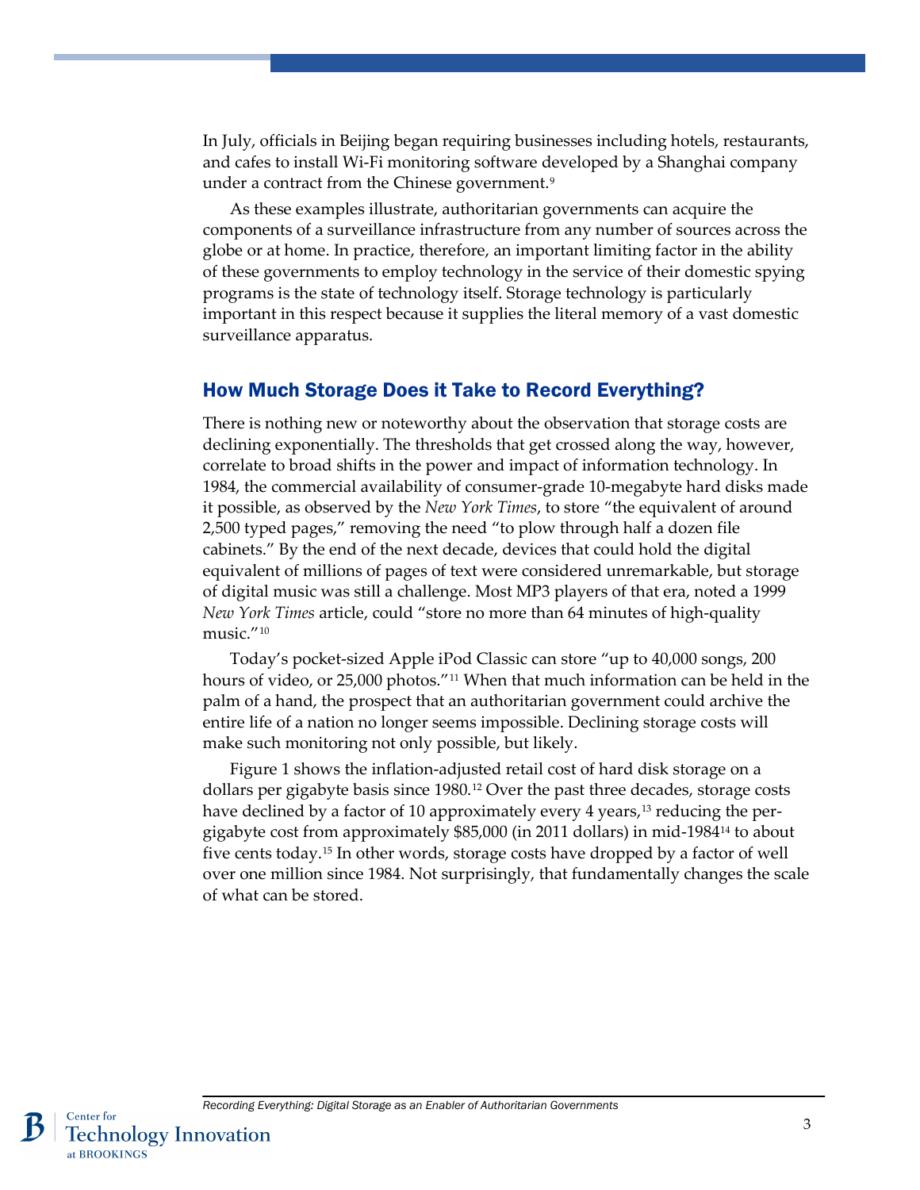In July, officials in Beijing began requiring businesses including hotels, restaurants, and cafes to install Wi-Fi monitoring software developed by a Shanghai company under a contract from the Chinese government.[9]

As these examples illustrate, authoritarian governments can acquire the components of a surveillance infrastructure from any number of sources across the globe or at home. In practice, therefore, an important limiting factor in the ability of these governments to employ technology in the service of their domestic spying programs is the state of technology itself. Storage technology is particularly important in this respect because it supplies the literal memory of a vast domestic surveillance apparatus.

## How Much Storage Does it Take to Record Everything?

There is nothing new or noteworthy about the observation that storage costs are declining exponentially. The thresholds that get crossed along the way, however, correlate to broad shifts in the power and impact of information technology. In 1984, the commercial availability of consumer-grade 10-megabyte hard disks made it possible, as observed by the *New York Times*, to store "the equivalent of around 2,500 typed pages," removing the need "to plow through half a dozen file cabinets." By the end of the next decade, devices that could hold the digital equivalent of millions of pages of text were considered unremarkable, but storage of digital music was still a challenge. Most MP3 players of that era, noted a 1999 *New York Times* article, could "store no more than 64 minutes of high-quality music."[10]

Today's pocket-sized Apple iPod Classic can store "up to 40,000 songs, 200 hours of video, or 25,000 photos."[11] When that much information can be held in the palm of a hand, the prospect that an authoritarian government could archive the entire life of a nation no longer seems impossible. Declining storage costs will make such monitoring not only possible, but likely.

Figure 1 shows the inflation-adjusted retail cost of hard disk storage on a dollars per gigabyte basis since 1980.[12] Over the past three decades, storage costs have declined by a factor of 10 approximately every 4 years,[13] reducing the per-gigabyte cost from approximately $85,000 (in 2011 dollars) in mid-1984[14] to about five cents today.[15] In other words, storage costs have dropped by a factor of well over one million since 1984. Not surprisingly, that fundamentally changes the scale of what can be stored.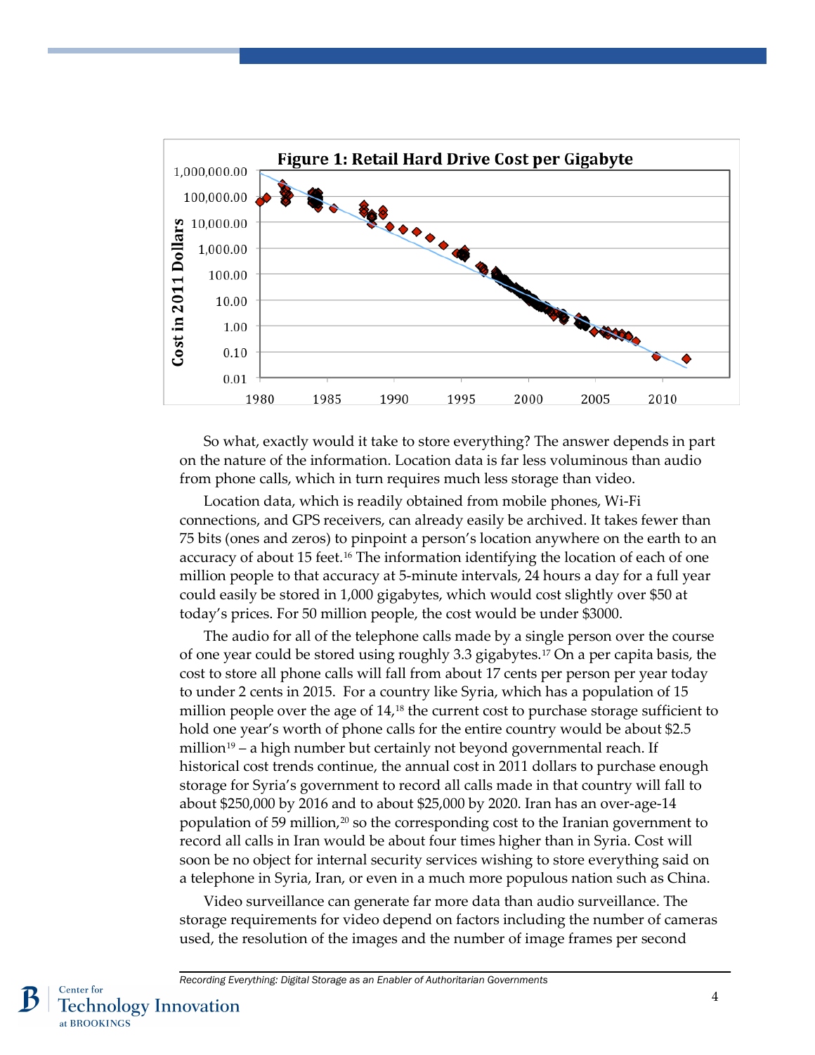**Figure 1: Retail Hard Drive Cost per Gigabyte**

So what, exactly would it take to store everything? The answer depends in part on the nature of the information. Location data is far less voluminous than audio from phone calls, which in turn requires much less storage than video.

Location data, which is readily obtained from mobile phones, Wi-Fi connections, and GPS receivers, can already easily be archived. It takes fewer than 75 bits (ones and zeros) to pinpoint a person's location anywhere on the earth to an accuracy of about 15 feet.[16] The information identifying the location of each of one million people to that accuracy at 5-minute intervals, 24 hours a day for a full year could easily be stored in 1,000 gigabytes, which would cost slightly over $50 at today's prices. For 50 million people, the cost would be under $3000.

The audio for all of the telephone calls made by a single person over the course of one year could be stored using roughly 3.3 gigabytes.[17] On a per capita basis, the cost to store all phone calls will fall from about 17 cents per person per year today to under 2 cents in 2015. For a country like Syria, which has a population of 15 million people over the age of 14,[18] the current cost to purchase storage sufficient to hold one year's worth of phone calls for the entire country would be about $2.5 million[19] – a high number but certainly not beyond governmental reach. If historical cost trends continue, the annual cost in 2011 dollars to purchase enough storage for Syria's government to record all calls made in that country will fall to about $250,000 by 2016 and to about $25,000 by 2020. Iran has an over-age-14 population of 59 million,[20] so the corresponding cost to the Iranian government to record all calls in Iran would be about four times higher than in Syria. Cost will soon be no object for internal security services wishing to store everything said on a telephone in Syria, Iran, or even in a much more populous nation such as China.

Video surveillance can generate far more data than audio surveillance. The storage requirements for video depend on factors including the number of cameras used, the resolution of the images and the number of image frames per second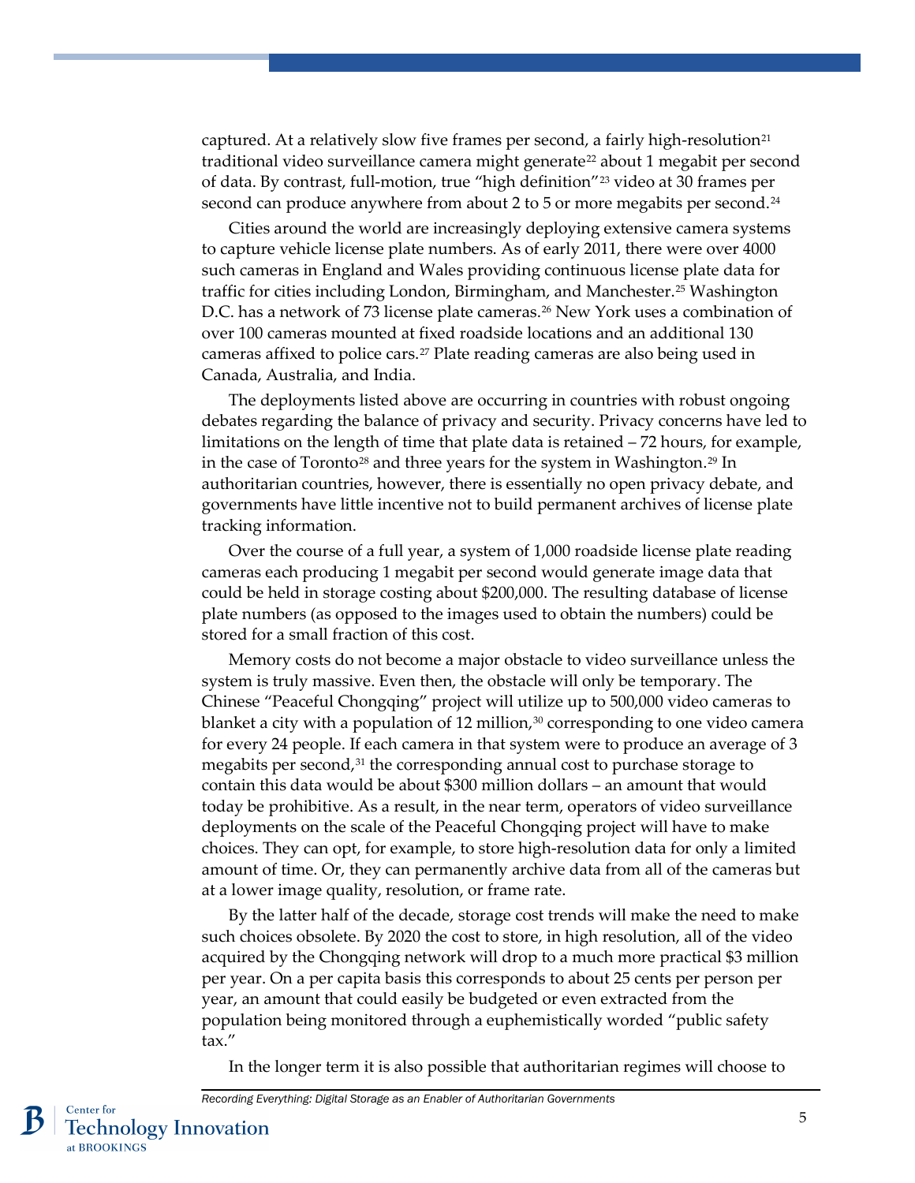captured. At a relatively slow five frames per second, a fairly high-resolution[21] traditional video surveillance camera might generate[22] about 1 megabit per second of data. By contrast, full-motion, true "high definition"[23] video at 30 frames per second can produce anywhere from about 2 to 5 or more megabits per second.[24]

Cities around the world are increasingly deploying extensive camera systems to capture vehicle license plate numbers. As of early 2011, there were over 4000 such cameras in England and Wales providing continuous license plate data for traffic for cities including London, Birmingham, and Manchester.[25] Washington D.C. has a network of 73 license plate cameras.[26] New York uses a combination of over 100 cameras mounted at fixed roadside locations and an additional 130 cameras affixed to police cars.[27] Plate reading cameras are also being used in Canada, Australia, and India.

The deployments listed above are occurring in countries with robust ongoing debates regarding the balance of privacy and security. Privacy concerns have led to limitations on the length of time that plate data is retained – 72 hours, for example, in the case of Toronto[28] and three years for the system in Washington.[29] In authoritarian countries, however, there is essentially no open privacy debate, and governments have little incentive not to build permanent archives of license plate tracking information.

Over the course of a full year, a system of 1,000 roadside license plate reading cameras each producing 1 megabit per second would generate image data that could be held in storage costing about $200,000. The resulting database of license plate numbers (as opposed to the images used to obtain the numbers) could be stored for a small fraction of this cost.

Memory costs do not become a major obstacle to video surveillance unless the system is truly massive. Even then, the obstacle will only be temporary. The Chinese "Peaceful Chongqing" project will utilize up to 500,000 video cameras to blanket a city with a population of 12 million,[30] corresponding to one video camera for every 24 people. If each camera in that system were to produce an average of 3 megabits per second,[31] the corresponding annual cost to purchase storage to contain this data would be about $300 million dollars – an amount that would today be prohibitive. As a result, in the near term, operators of video surveillance deployments on the scale of the Peaceful Chongqing project will have to make choices. They can opt, for example, to store high-resolution data for only a limited amount of time. Or, they can permanently archive data from all of the cameras but at a lower image quality, resolution, or frame rate.

By the latter half of the decade, storage cost trends will make the need to make such choices obsolete. By 2020 the cost to store, in high resolution, all of the video acquired by the Chongqing network will drop to a much more practical $3 million per year. On a per capita basis this corresponds to about 25 cents per person per year, an amount that could easily be budgeted or even extracted from the population being monitored through a euphemistically worded "public safety tax."

In the longer term it is also possible that authoritarian regimes will choose to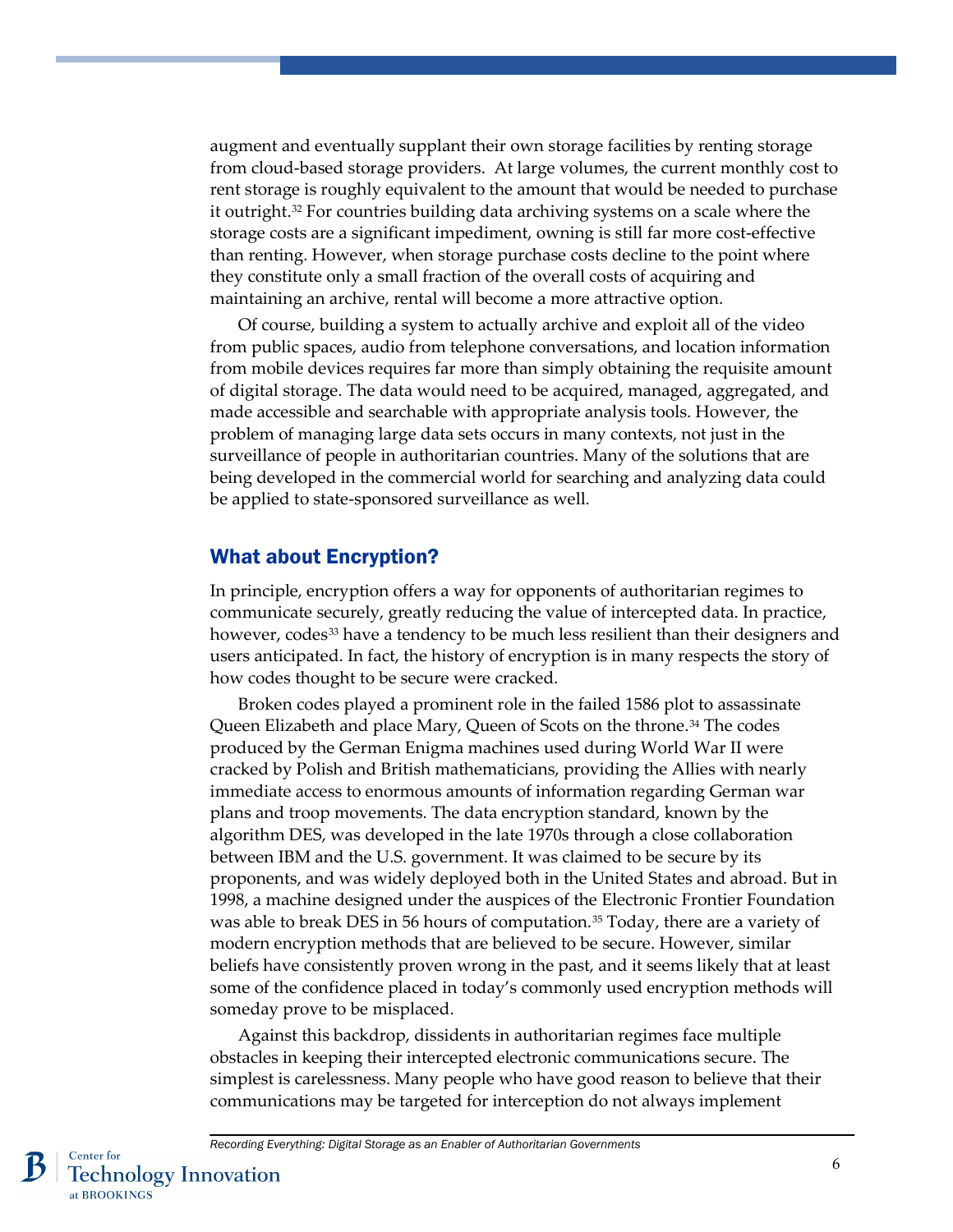augment and eventually supplant their own storage facilities by renting storage from cloud-based storage providers. At large volumes, the current monthly cost to rent storage is roughly equivalent to the amount that would be needed to purchase it outright.[32] For countries building data archiving systems on a scale where the storage costs are a significant impediment, owning is still far more cost-effective than renting. However, when storage purchase costs decline to the point where they constitute only a small fraction of the overall costs of acquiring and maintaining an archive, rental will become a more attractive option.

Of course, building a system to actually archive and exploit all of the video from public spaces, audio from telephone conversations, and location information from mobile devices requires far more than simply obtaining the requisite amount of digital storage. The data would need to be acquired, managed, aggregated, and made accessible and searchable with appropriate analysis tools. However, the problem of managing large data sets occurs in many contexts, not just in the surveillance of people in authoritarian countries. Many of the solutions that are being developed in the commercial world for searching and analyzing data could be applied to state-sponsored surveillance as well.

## What about Encryption?

In principle, encryption offers a way for opponents of authoritarian regimes to communicate securely, greatly reducing the value of intercepted data. In practice, however, codes[33] have a tendency to be much less resilient than their designers and users anticipated. In fact, the history of encryption is in many respects the story of how codes thought to be secure were cracked.

Broken codes played a prominent role in the failed 1586 plot to assassinate Queen Elizabeth and place Mary, Queen of Scots on the throne.[34] The codes produced by the German Enigma machines used during World War II were cracked by Polish and British mathematicians, providing the Allies with nearly immediate access to enormous amounts of information regarding German war plans and troop movements. The data encryption standard, known by the algorithm DES, was developed in the late 1970s through a close collaboration between IBM and the U.S. government. It was claimed to be secure by its proponents, and was widely deployed both in the United States and abroad. But in 1998, a machine designed under the auspices of the Electronic Frontier Foundation was able to break DES in 56 hours of computation.[35] Today, there are a variety of modern encryption methods that are believed to be secure. However, similar beliefs have consistently proven wrong in the past, and it seems likely that at least some of the confidence placed in today's commonly used encryption methods will someday prove to be misplaced.

Against this backdrop, dissidents in authoritarian regimes face multiple obstacles in keeping their intercepted electronic communications secure. The simplest is carelessness. Many people who have good reason to believe that their communications may be targeted for interception do not always implement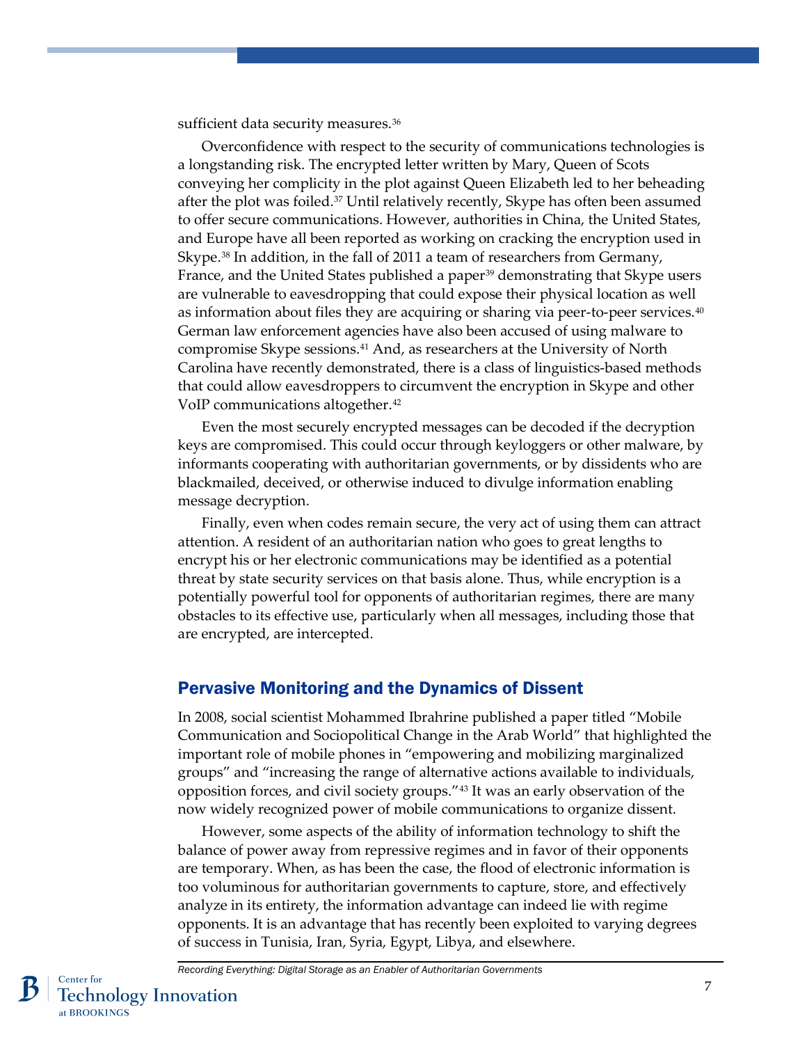sufficient data security measures.[36]

Overconfidence with respect to the security of communications technologies is a longstanding risk. The encrypted letter written by Mary, Queen of Scots conveying her complicity in the plot against Queen Elizabeth led to her beheading after the plot was foiled.[37] Until relatively recently, Skype has often been assumed to offer secure communications. However, authorities in China, the United States, and Europe have all been reported as working on cracking the encryption used in Skype.[38] In addition, in the fall of 2011 a team of researchers from Germany, France, and the United States published a paper[39] demonstrating that Skype users are vulnerable to eavesdropping that could expose their physical location as well as information about files they are acquiring or sharing via peer-to-peer services.[40] German law enforcement agencies have also been accused of using malware to compromise Skype sessions.[41] And, as researchers at the University of North Carolina have recently demonstrated, there is a class of linguistics-based methods that could allow eavesdroppers to circumvent the encryption in Skype and other VoIP communications altogether.[42]

Even the most securely encrypted messages can be decoded if the decryption keys are compromised. This could occur through keyloggers or other malware, by informants cooperating with authoritarian governments, or by dissidents who are blackmailed, deceived, or otherwise induced to divulge information enabling message decryption.

Finally, even when codes remain secure, the very act of using them can attract attention. A resident of an authoritarian nation who goes to great lengths to encrypt his or her electronic communications may be identified as a potential threat by state security services on that basis alone. Thus, while encryption is a potentially powerful tool for opponents of authoritarian regimes, there are many obstacles to its effective use, particularly when all messages, including those that are encrypted, are intercepted.

## Pervasive Monitoring and the Dynamics of Dissent

In 2008, social scientist Mohammed Ibrahrine published a paper titled "Mobile Communication and Sociopolitical Change in the Arab World" that highlighted the important role of mobile phones in "empowering and mobilizing marginalized groups" and "increasing the range of alternative actions available to individuals, opposition forces, and civil society groups."[43] It was an early observation of the now widely recognized power of mobile communications to organize dissent.

However, some aspects of the ability of information technology to shift the balance of power away from repressive regimes and in favor of their opponents are temporary. When, as has been the case, the flood of electronic information is too voluminous for authoritarian governments to capture, store, and effectively analyze in its entirety, the information advantage can indeed lie with regime opponents. It is an advantage that has recently been exploited to varying degrees of success in Tunisia, Iran, Syria, Egypt, Libya, and elsewhere.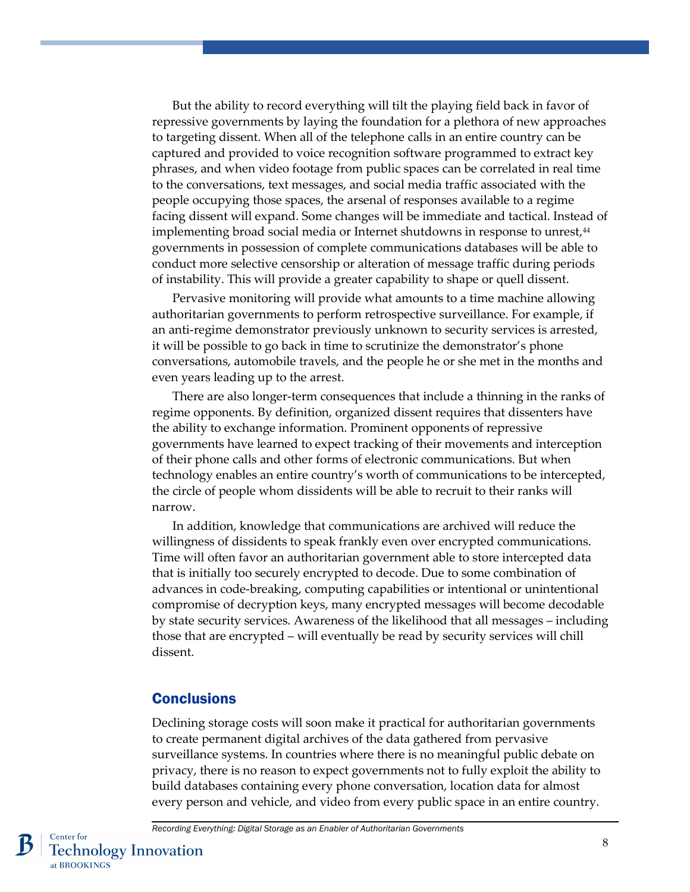But the ability to record everything will tilt the playing field back in favor of repressive governments by laying the foundation for a plethora of new approaches to targeting dissent. When all of the telephone calls in an entire country can be captured and provided to voice recognition software programmed to extract key phrases, and when video footage from public spaces can be correlated in real time to the conversations, text messages, and social media traffic associated with the people occupying those spaces, the arsenal of responses available to a regime facing dissent will expand. Some changes will be immediate and tactical. Instead of implementing broad social media or Internet shutdowns in response to unrest,[44] governments in possession of complete communications databases will be able to conduct more selective censorship or alteration of message traffic during periods of instability. This will provide a greater capability to shape or quell dissent.

Pervasive monitoring will provide what amounts to a time machine allowing authoritarian governments to perform retrospective surveillance. For example, if an anti-regime demonstrator previously unknown to security services is arrested, it will be possible to go back in time to scrutinize the demonstrator's phone conversations, automobile travels, and the people he or she met in the months and even years leading up to the arrest.

There are also longer-term consequences that include a thinning in the ranks of regime opponents. By definition, organized dissent requires that dissenters have the ability to exchange information. Prominent opponents of repressive governments have learned to expect tracking of their movements and interception of their phone calls and other forms of electronic communications. But when technology enables an entire country's worth of communications to be intercepted, the circle of people whom dissidents will be able to recruit to their ranks will narrow.

In addition, knowledge that communications are archived will reduce the willingness of dissidents to speak frankly even over encrypted communications. Time will often favor an authoritarian government able to store intercepted data that is initially too securely encrypted to decode. Due to some combination of advances in code-breaking, computing capabilities or intentional or unintentional compromise of decryption keys, many encrypted messages will become decodable by state security services. Awareness of the likelihood that all messages – including those that are encrypted – will eventually be read by security services will chill dissent.

## Conclusions

Declining storage costs will soon make it practical for authoritarian governments to create permanent digital archives of the data gathered from pervasive surveillance systems. In countries where there is no meaningful public debate on privacy, there is no reason to expect governments not to fully exploit the ability to build databases containing every phone conversation, location data for almost every person and vehicle, and video from every public space in an entire country.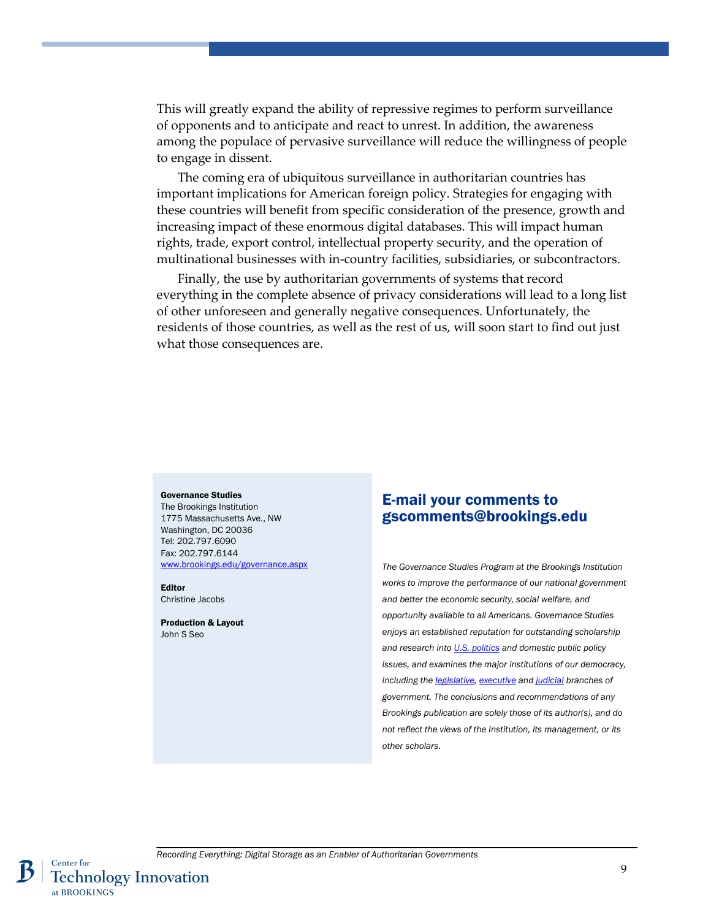This will greatly expand the ability of repressive regimes to perform surveillance of opponents and to anticipate and react to unrest. In addition, the awareness among the populace of pervasive surveillance will reduce the willingness of people to engage in dissent.

The coming era of ubiquitous surveillance in authoritarian countries has important implications for American foreign policy. Strategies for engaging with these countries will benefit from specific consideration of the presence, growth and increasing impact of these enormous digital databases. This will impact human rights, trade, export control, intellectual property security, and the operation of multinational businesses with in-country facilities, subsidiaries, or subcontractors.

Finally, the use by authoritarian governments of systems that record everything in the complete absence of privacy considerations will lead to a long list of other unforeseen and generally negative consequences. Unfortunately, the residents of those countries, as well as the rest of us, will soon start to find out just what those consequences are.

**Governance Studies**
The Brookings Institution
1775 Massachusetts Ave., NW
Washington, DC 20036
Tel: 202.797.6090
Fax: 202.797.6144
www.brookings.edu/governance.aspx

**Editor**
Christine Jacobs

**Production & Layout**
John S Seo

## E-mail your comments to gscomments@brookings.edu

*The Governance Studies Program at the Brookings Institution works to improve the performance of our national government and better the economic security, social welfare, and opportunity available to all Americans. Governance Studies enjoys an established reputation for outstanding scholarship and research into U.S. politics and domestic public policy issues, and examines the major institutions of our democracy, including the legislative, executive and judicial branches of government. The conclusions and recommendations of any Brookings publication are solely those of its author(s), and do not reflect the views of the Institution, its management, or its other scholars.*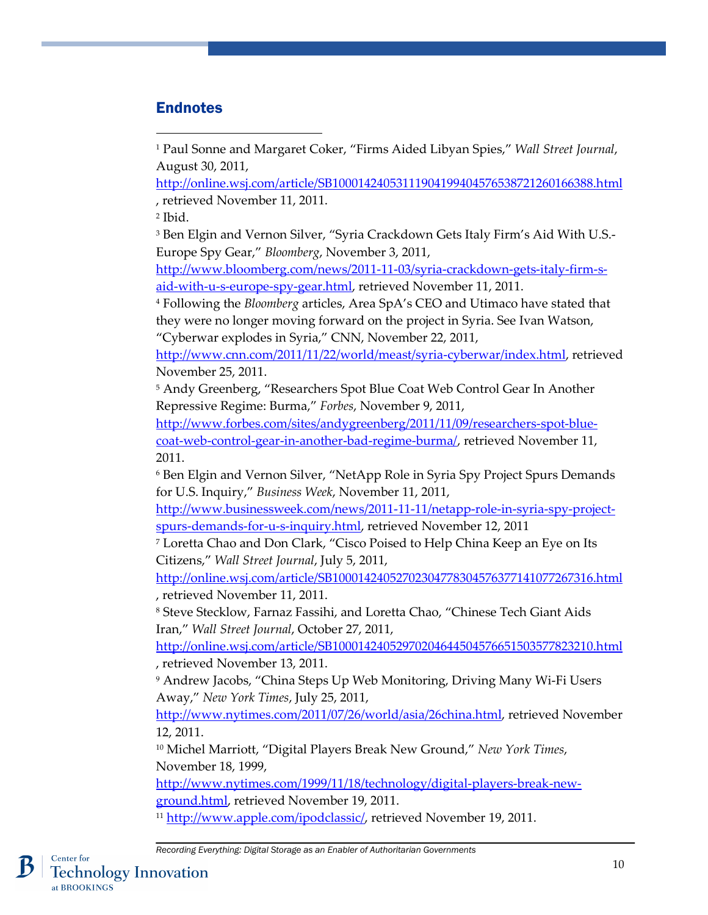## Endnotes

[1] Paul Sonne and Margaret Coker, "Firms Aided Libyan Spies," *Wall Street Journal*, August 30, 2011, http://online.wsj.com/article/SB10001424053111904199404576538721260166388.html, retrieved November 11, 2011.

[2] Ibid.

[3] Ben Elgin and Vernon Silver, "Syria Crackdown Gets Italy Firm's Aid With U.S.-Europe Spy Gear," *Bloomberg*, November 3, 2011, http://www.bloomberg.com/news/2011-11-03/syria-crackdown-gets-italy-firm-s-aid-with-u-s-europe-spy-gear.html, retrieved November 11, 2011.

[4] Following the *Bloomberg* articles, Area SpA's CEO and Utimaco have stated that they were no longer moving forward on the project in Syria. See Ivan Watson, "Cyberwar explodes in Syria," CNN, November 22, 2011, http://www.cnn.com/2011/11/22/world/meast/syria-cyberwar/index.html, retrieved November 25, 2011.

[5] Andy Greenberg, "Researchers Spot Blue Coat Web Control Gear In Another Repressive Regime: Burma," *Forbes*, November 9, 2011, http://www.forbes.com/sites/andygreenberg/2011/11/09/researchers-spot-blue-coat-web-control-gear-in-another-bad-regime-burma/, retrieved November 11, 2011.

[6] Ben Elgin and Vernon Silver, "NetApp Role in Syria Spy Project Spurs Demands for U.S. Inquiry," *Business Week*, November 11, 2011, http://www.businessweek.com/news/2011-11-11/netapp-role-in-syria-spy-project-spurs-demands-for-u-s-inquiry.html, retrieved November 12, 2011

[7] Loretta Chao and Don Clark, "Cisco Poised to Help China Keep an Eye on Its Citizens," *Wall Street Journal*, July 5, 2011, http://online.wsj.com/article/SB10001424052702304778304576377141077267316.html, retrieved November 11, 2011.

[8] Steve Stecklow, Farnaz Fassihi, and Loretta Chao, "Chinese Tech Giant Aids Iran," *Wall Street Journal*, October 27, 2011, http://online.wsj.com/article/SB10001424052970204644504576651503577823210.html, retrieved November 13, 2011.

[9] Andrew Jacobs, "China Steps Up Web Monitoring, Driving Many Wi-Fi Users Away," *New York Times*, July 25, 2011, http://www.nytimes.com/2011/07/26/world/asia/26china.html, retrieved November 12, 2011.

[10] Michel Marriott, "Digital Players Break New Ground," *New York Times*, November 18, 1999, http://www.nytimes.com/1999/11/18/technology/digital-players-break-new-ground.html, retrieved November 19, 2011.

[11] http://www.apple.com/ipodclassic/, retrieved November 19, 2011.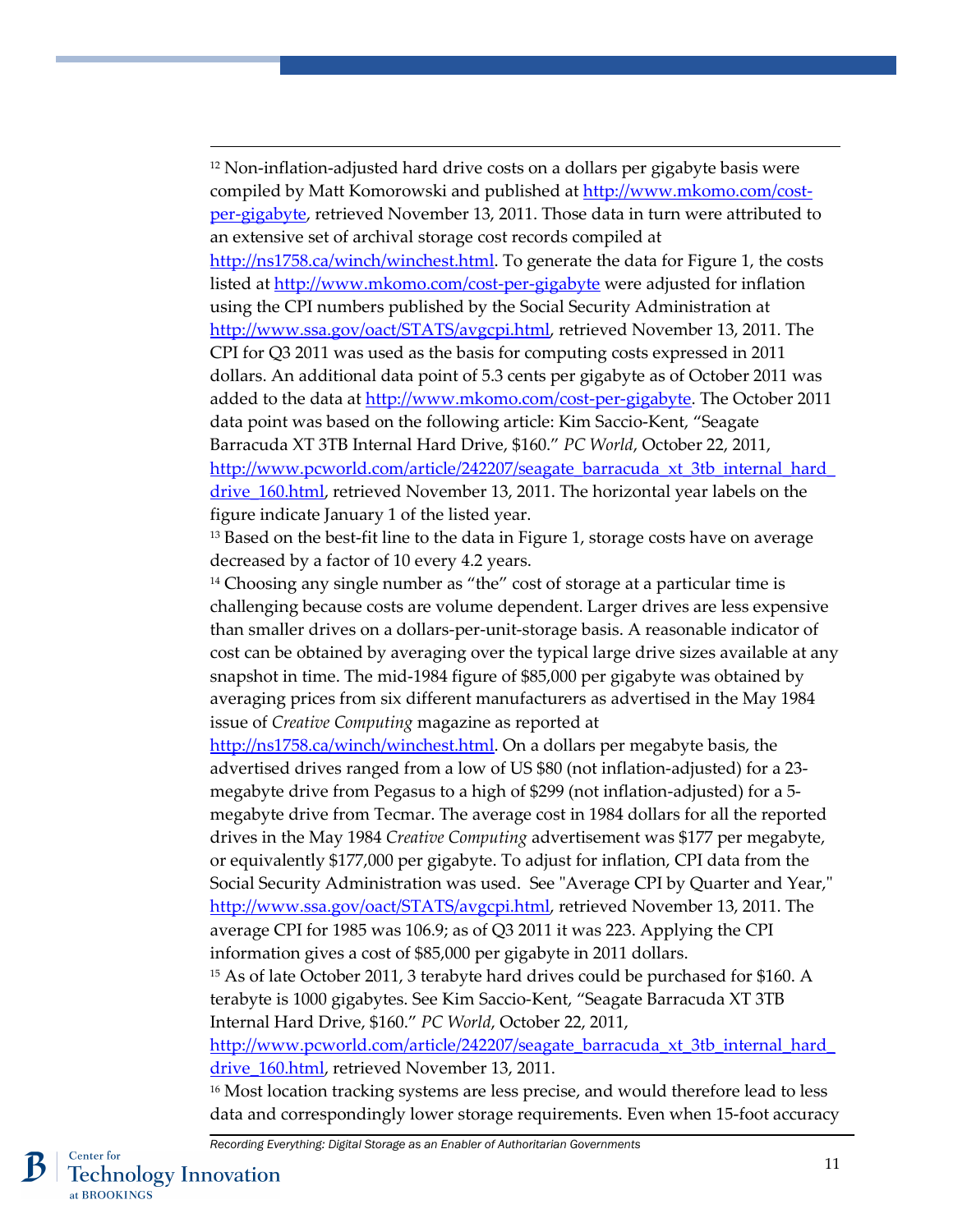[12] Non-inflation-adjusted hard drive costs on a dollars per gigabyte basis were compiled by Matt Komorowski and published at http://www.mkomo.com/cost-per-gigabyte, retrieved November 13, 2011. Those data in turn were attributed to an extensive set of archival storage cost records compiled at http://ns1758.ca/winch/winchest.html. To generate the data for Figure 1, the costs listed at http://www.mkomo.com/cost-per-gigabyte were adjusted for inflation using the CPI numbers published by the Social Security Administration at http://www.ssa.gov/oact/STATS/avgcpi.html, retrieved November 13, 2011. The CPI for Q3 2011 was used as the basis for computing costs expressed in 2011 dollars. An additional data point of 5.3 cents per gigabyte as of October 2011 was added to the data at http://www.mkomo.com/cost-per-gigabyte. The October 2011 data point was based on the following article: Kim Saccio-Kent, "Seagate Barracuda XT 3TB Internal Hard Drive, $160." *PC World*, October 22, 2011, http://www.pcworld.com/article/242207/seagate_barracuda_xt_3tb_internal_hard_drive_160.html, retrieved November 13, 2011. The horizontal year labels on the figure indicate January 1 of the listed year.

[13] Based on the best-fit line to the data in Figure 1, storage costs have on average decreased by a factor of 10 every 4.2 years.

[14] Choosing any single number as "the" cost of storage at a particular time is challenging because costs are volume dependent. Larger drives are less expensive than smaller drives on a dollars-per-unit-storage basis. A reasonable indicator of cost can be obtained by averaging over the typical large drive sizes available at any snapshot in time. The mid-1984 figure of $85,000 per gigabyte was obtained by averaging prices from six different manufacturers as advertised in the May 1984 issue of *Creative Computing* magazine as reported at http://ns1758.ca/winch/winchest.html. On a dollars per megabyte basis, the advertised drives ranged from a low of US $80 (not inflation-adjusted) for a 23-megabyte drive from Pegasus to a high of $299 (not inflation-adjusted) for a 5-megabyte drive from Tecmar. The average cost in 1984 dollars for all the reported drives in the May 1984 *Creative Computing* advertisement was $177 per megabyte, or equivalently $177,000 per gigabyte. To adjust for inflation, CPI data from the Social Security Administration was used. See "Average CPI by Quarter and Year," http://www.ssa.gov/oact/STATS/avgcpi.html, retrieved November 13, 2011. The average CPI for 1985 was 106.9; as of Q3 2011 it was 223. Applying the CPI information gives a cost of $85,000 per gigabyte in 2011 dollars.

[15] As of late October 2011, 3 terabyte hard drives could be purchased for $160. A terabyte is 1000 gigabytes. See Kim Saccio-Kent, "Seagate Barracuda XT 3TB Internal Hard Drive, $160." *PC World*, October 22, 2011, http://www.pcworld.com/article/242207/seagate_barracuda_xt_3tb_internal_hard_drive_160.html, retrieved November 13, 2011.

[16] Most location tracking systems are less precise, and would therefore lead to less data and correspondingly lower storage requirements. Even when 15-foot accuracy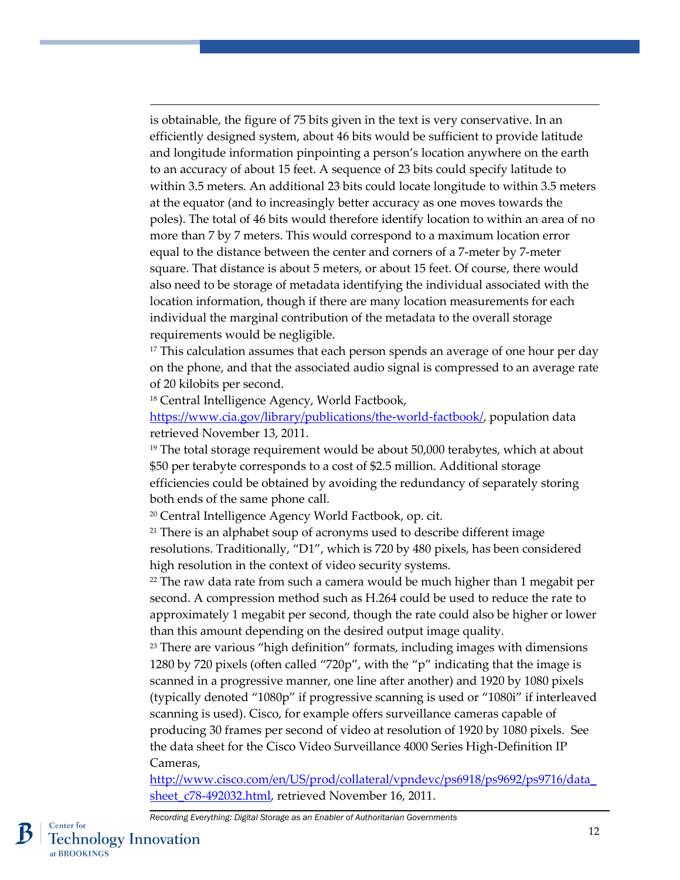is obtainable, the figure of 75 bits given in the text is very conservative. In an efficiently designed system, about 46 bits would be sufficient to provide latitude and longitude information pinpointing a person's location anywhere on the earth to an accuracy of about 15 feet. A sequence of 23 bits could specify latitude to within 3.5 meters. An additional 23 bits could locate longitude to within 3.5 meters at the equator (and to increasingly better accuracy as one moves towards the poles). The total of 46 bits would therefore identify location to within an area of no more than 7 by 7 meters. This would correspond to a maximum location error equal to the distance between the center and corners of a 7-meter by 7-meter square. That distance is about 5 meters, or about 15 feet. Of course, there would also need to be storage of metadata identifying the individual associated with the location information, though if there are many location measurements for each individual the marginal contribution of the metadata to the overall storage requirements would be negligible.

[17] This calculation assumes that each person spends an average of one hour per day on the phone, and that the associated audio signal is compressed to an average rate of 20 kilobits per second.

[18] Central Intelligence Agency, World Factbook, [https://www.cia.gov/library/publications/the-world-factbook/](https://www.cia.gov/library/publications/the-world-factbook/), population data retrieved November 13, 2011.

[19] The total storage requirement would be about 50,000 terabytes, which at about $50 per terabyte corresponds to a cost of $2.5 million. Additional storage efficiencies could be obtained by avoiding the redundancy of separately storing both ends of the same phone call.

[20] Central Intelligence Agency World Factbook, op. cit.

[21] There is an alphabet soup of acronyms used to describe different image resolutions. Traditionally, "D1", which is 720 by 480 pixels, has been considered high resolution in the context of video security systems.

[22] The raw data rate from such a camera would be much higher than 1 megabit per second. A compression method such as H.264 could be used to reduce the rate to approximately 1 megabit per second, though the rate could also be higher or lower than this amount depending on the desired output image quality.

[23] There are various "high definition" formats, including images with dimensions 1280 by 720 pixels (often called "720p", with the "p" indicating that the image is scanned in a progressive manner, one line after another) and 1920 by 1080 pixels (typically denoted "1080p" if progressive scanning is used or "1080i" if interleaved scanning is used). Cisco, for example offers surveillance cameras capable of producing 30 frames per second of video at resolution of 1920 by 1080 pixels. See the data sheet for the Cisco Video Surveillance 4000 Series High-Definition IP Cameras, [http://www.cisco.com/en/US/prod/collateral/vpndevc/ps6918/ps9692/ps9716/data_sheet_c78-492032.html](http://www.cisco.com/en/US/prod/collateral/vpndevc/ps6918/ps9692/ps9716/data_sheet_c78-492032.html), retrieved November 16, 2011.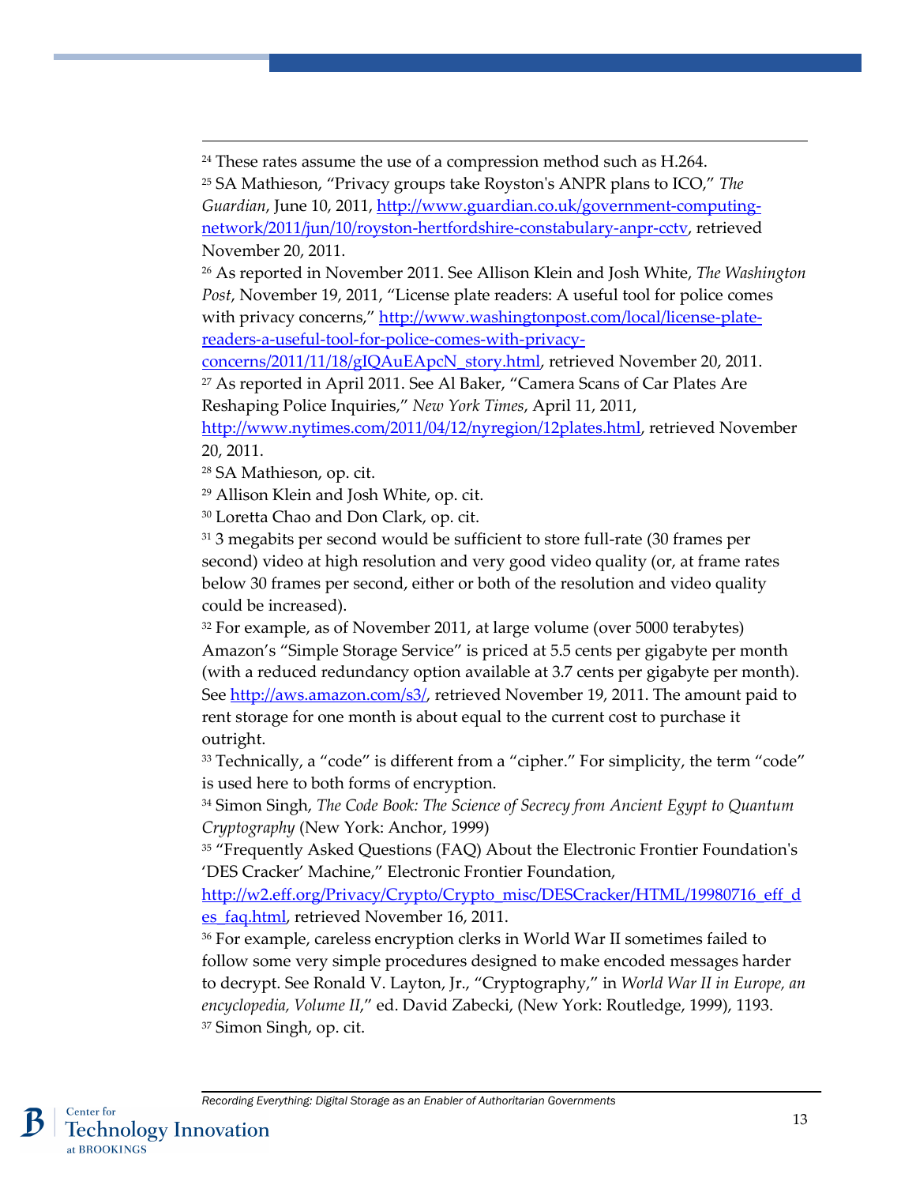[24] These rates assume the use of a compression method such as H.264.

[25] SA Mathieson, "Privacy groups take Royston's ANPR plans to ICO," *The Guardian*, June 10, 2011, http://www.guardian.co.uk/government-computing-network/2011/jun/10/royston-hertfordshire-constabulary-anpr-cctv, retrieved November 20, 2011.

[26] As reported in November 2011. See Allison Klein and Josh White, *The Washington Post*, November 19, 2011, "License plate readers: A useful tool for police comes with privacy concerns," http://www.washingtonpost.com/local/license-plate-readers-a-useful-tool-for-police-comes-with-privacy-concerns/2011/11/18/gIQAuEApcN_story.html, retrieved November 20, 2011.

[27] As reported in April 2011. See Al Baker, "Camera Scans of Car Plates Are Reshaping Police Inquiries," *New York Times*, April 11, 2011, http://www.nytimes.com/2011/04/12/nyregion/12plates.html, retrieved November 20, 2011.

[28] SA Mathieson, op. cit.

[29] Allison Klein and Josh White, op. cit.

[30] Loretta Chao and Don Clark, op. cit.

[31] 3 megabits per second would be sufficient to store full-rate (30 frames per second) video at high resolution and very good video quality (or, at frame rates below 30 frames per second, either or both of the resolution and video quality could be increased).

[32] For example, as of November 2011, at large volume (over 5000 terabytes) Amazon's "Simple Storage Service" is priced at 5.5 cents per gigabyte per month (with a reduced redundancy option available at 3.7 cents per gigabyte per month). See http://aws.amazon.com/s3/, retrieved November 19, 2011. The amount paid to rent storage for one month is about equal to the current cost to purchase it outright.

[33] Technically, a "code" is different from a "cipher." For simplicity, the term "code" is used here to both forms of encryption.

[34] Simon Singh, *The Code Book: The Science of Secrecy from Ancient Egypt to Quantum Cryptography* (New York: Anchor, 1999)

[35] "Frequently Asked Questions (FAQ) About the Electronic Frontier Foundation's 'DES Cracker' Machine," Electronic Frontier Foundation, http://w2.eff.org/Privacy/Crypto/Crypto_misc/DESCracker/HTML/19980716_eff_des_faq.html, retrieved November 16, 2011.

[36] For example, careless encryption clerks in World War II sometimes failed to follow some very simple procedures designed to make encoded messages harder to decrypt. See Ronald V. Layton, Jr., "Cryptography," in *World War II in Europe, an encyclopedia, Volume II*," ed. David Zabecki, (New York: Routledge, 1999), 1193.

[37] Simon Singh, op. cit.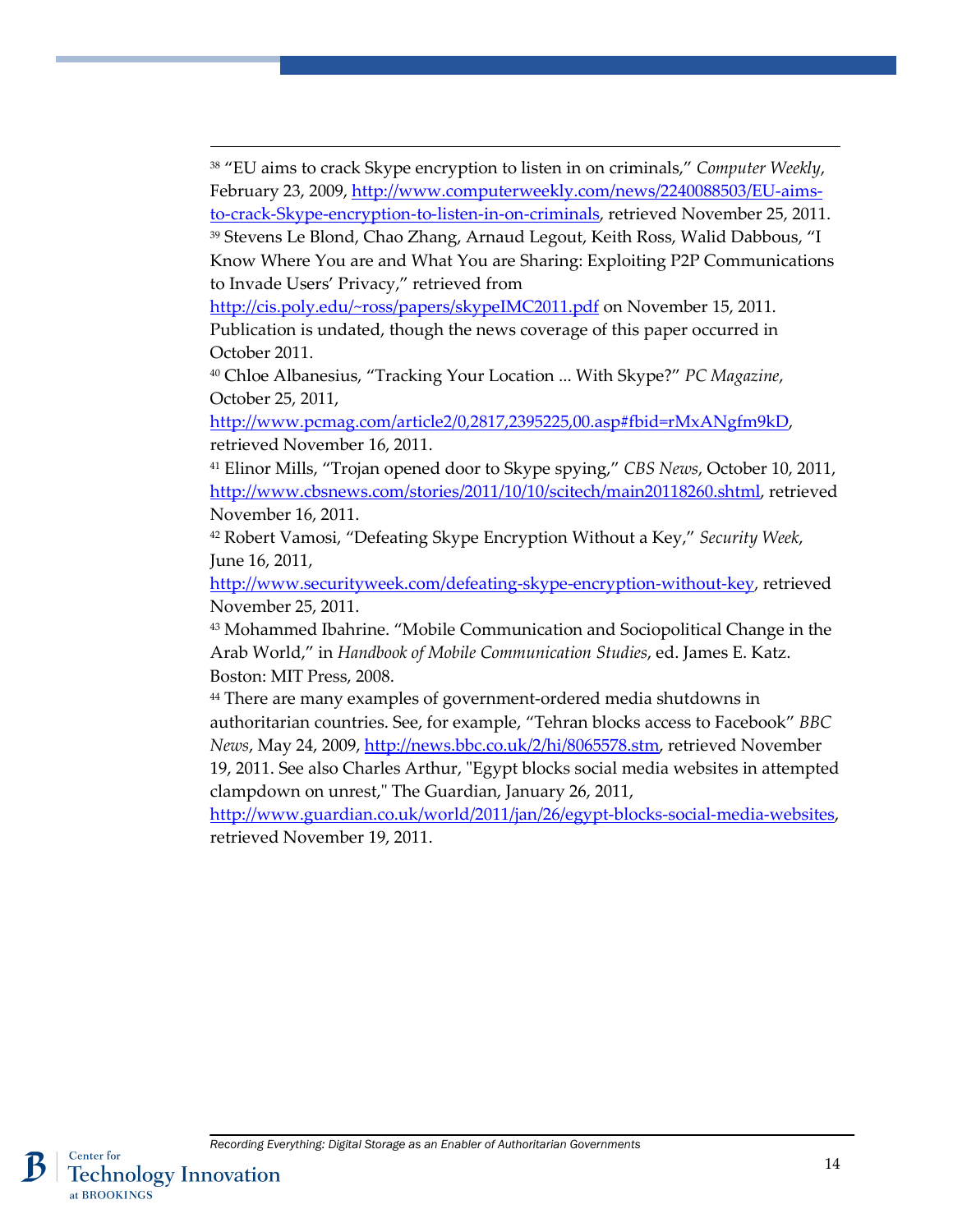[38] "EU aims to crack Skype encryption to listen in on criminals," *Computer Weekly*, February 23, 2009, http://www.computerweekly.com/news/2240088503/EU-aims-to-crack-Skype-encryption-to-listen-in-on-criminals, retrieved November 25, 2011.

[39] Stevens Le Blond, Chao Zhang, Arnaud Legout, Keith Ross, Walid Dabbous, "I Know Where You are and What You are Sharing: Exploiting P2P Communications to Invade Users' Privacy," retrieved from http://cis.poly.edu/~ross/papers/skypeIMC2011.pdf on November 15, 2011. Publication is undated, though the news coverage of this paper occurred in October 2011.

[40] Chloe Albanesius, "Tracking Your Location ... With Skype?" *PC Magazine*, October 25, 2011, http://www.pcmag.com/article2/0,2817,2395225,00.asp#fbid=rMxANgfm9kD, retrieved November 16, 2011.

[41] Elinor Mills, "Trojan opened door to Skype spying," *CBS News*, October 10, 2011, http://www.cbsnews.com/stories/2011/10/10/scitech/main20118260.shtml, retrieved November 16, 2011.

[42] Robert Vamosi, "Defeating Skype Encryption Without a Key," *Security Week*, June 16, 2011, http://www.securityweek.com/defeating-skype-encryption-without-key, retrieved November 25, 2011.

[43] Mohammed Ibahrine. "Mobile Communication and Sociopolitical Change in the Arab World," in *Handbook of Mobile Communication Studies*, ed. James E. Katz. Boston: MIT Press, 2008.

[44] There are many examples of government-ordered media shutdowns in authoritarian countries. See, for example, "Tehran blocks access to Facebook" *BBC News*, May 24, 2009, http://news.bbc.co.uk/2/hi/8065578.stm, retrieved November 19, 2011. See also Charles Arthur, "Egypt blocks social media websites in attempted clampdown on unrest," The Guardian, January 26, 2011, http://www.guardian.co.uk/world/2011/jan/26/egypt-blocks-social-media-websites, retrieved November 19, 2011.